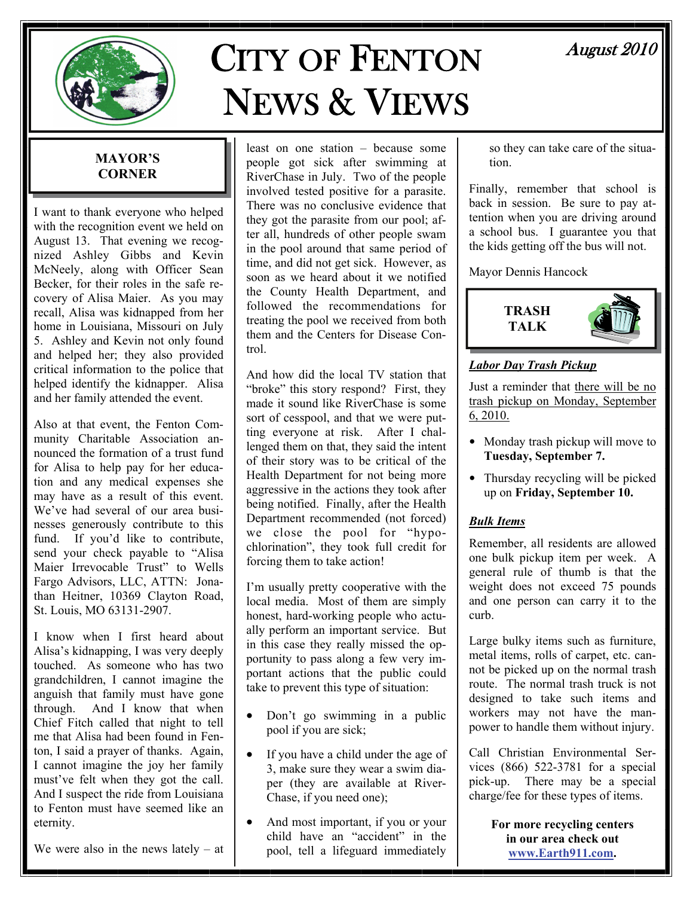# CITY OF FENTON NEWS & VIEWS

*August 2010*

## MAYOR'S CORNER

I want to thank everyone who helped with the recognition event we held on August 13. That evening we recognized Ashley Gibbs and Kevin McNeely, along with Officer Sean Becker, for their roles in the safe recovery of Alisa Maier. As you may recall, Alisa was kidnapped from her home in Louisiana, Missouri on July 5. Ashley and Kevin not only found and helped her; they also provided critical information to the police that helped identify the kidnapper. Alisa and her family attended the event.

Also at that event, the Fenton Community Charitable Association announced the formation of a trust fund for Alisa to help pay for her education and any medical expenses she may have as a result of this event. We've had several of our area businesses generously contribute to this fund. If you'd like to contribute, send your check payable to "Alisa Maier Irrevocable Trust" to Wells Fargo Advisors, LLC, ATTN: Jonathan Heitner, 10369 Clayton Road, St. Louis, MO 63131-2907.

I know when I first heard about Alisa's kidnapping, I was very deeply touched. As someone who has two grandchildren, I cannot imagine the anguish that family must have gone through. And I know that when Chief Fitch called that night to tell me that Alisa had been found in Fenton, I said a prayer of thanks. Again, I cannot imagine the joy her family must've felt when they got the call. And I suspect the ride from Louisiana to Fenton must have seemed like an eternity.

We were also in the news lately – at least on one station – because some people got sick after swimming at RiverChase in July. Two of the people involved tested positive for a parasite. There was no conclusive evidence that they got the parasite from our pool; after all, hundreds of other people swam in the pool around that same period of time, and did not get sick. However, as soon as we heard about it we notified the County Health Department, and followed the recommendations for treating the pool we received from both them and the Centers for Disease Control.

And how did the local TV station that "broke" this story respond? First, they made it sound like RiverChase is some sort of cesspool, and that we were putting everyone at risk. After I challenged them on that, they said the intent of their story was to be critical of the Health Department for not being more aggressive in the actions they took after being notified. Finally, after the Health Department recommended (not forced) we close the pool for "hypo-chlorination", they took full credit for forcing them to take action!

I'm usually pretty cooperative with the local media. Most of them are simply honest, hard-working people who actually perform an important service. But in this case they really missed the opportunity to pass along a few very important actions that the public could take to prevent this type of situation:

- Don't go swimming in a public pool if you are sick;
- If you have a child under the age of 3, make sure they wear a swim diaper (they are available at RiverChase, if you need one);
- And most important, if you or your child have an "accident" in the pool, tell a lifeguard immediately so they can take care of the situation.

Finally, remember that school is back in session. Be sure to pay attention when you are driving around a school bus. I guarantee you that the kids getting off the bus will not.

Mayor Dennis Hancock

## TRASH TALK

### *Labor Day Trash Pickup*

Just a reminder that there will be no trash pickup on Monday, September 6, 2010.

- Monday trash pickup will move to **Tuesday, September 7.**
- Thursday recycling will be picked up on **Friday, September 10.**

### *Bulk Items*

Remember, all residents are allowed one bulk pickup item per week. A general rule of thumb is that the weight does not exceed 75 pounds and one person can carry it to the curb.

Large bulky items such as furniture, metal items, rolls of carpet, etc. cannot be picked up on the normal trash route. The normal trash truck is not designed to take such items and workers may not have the manpower to handle them without injury.

Call Christian Environmental Services (866) 522-3781 for a special pick-up. There may be a special charge/fee for these types of items.

**For more recycling centers in our area check out www.Earth911.com.**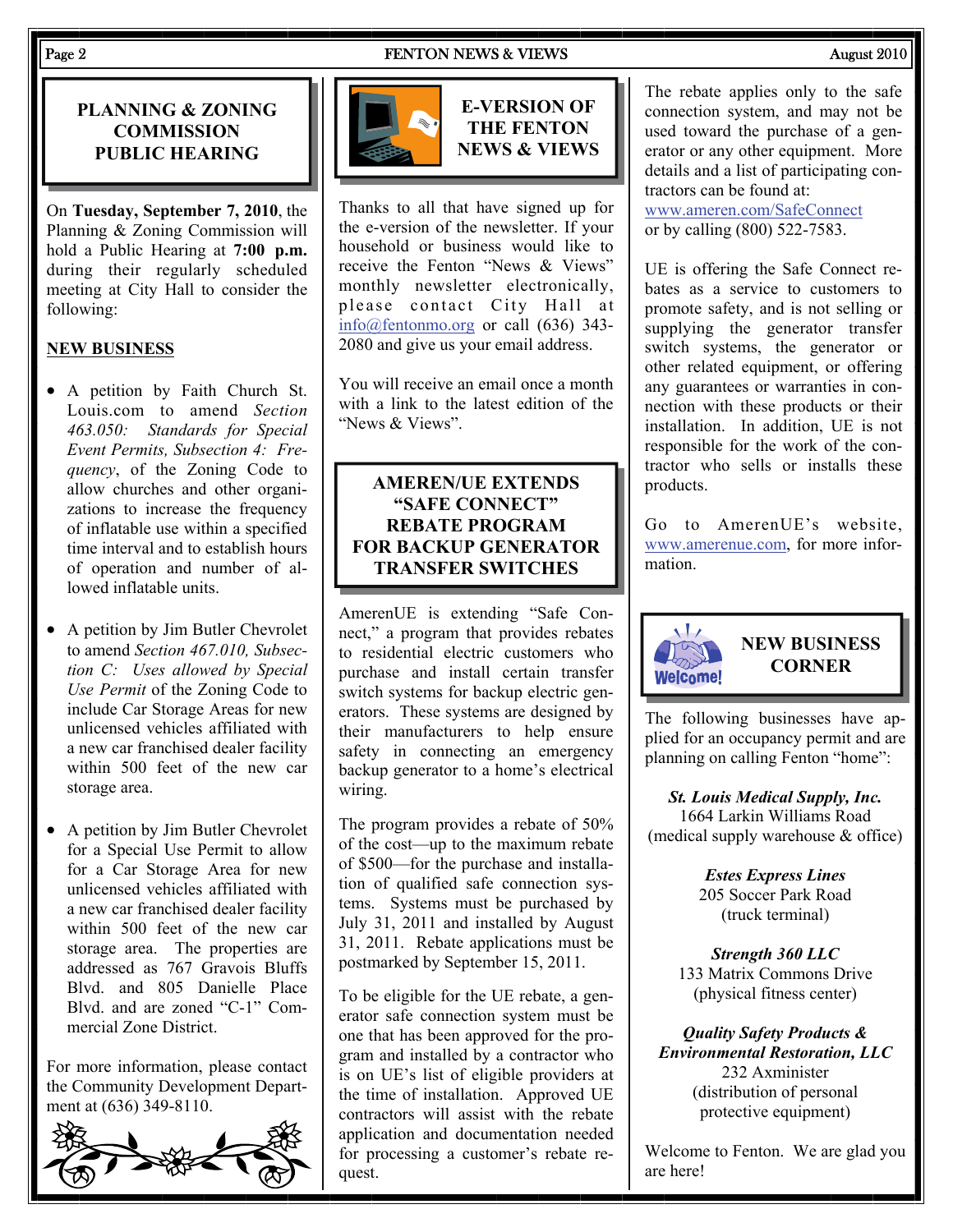## PLANNING & ZONING COMMISSION PUBLIC HEARING

On **Tuesday, September 7, 2010**, the Planning & Zoning Commission will hold a Public Hearing at **7:00 p.m.** during their regularly scheduled meeting at City Hall to consider the following:

**NEW BUSINESS**

- A petition by Faith Church St. Louis.com to amend *Section 463.050: Standards for Special Event Permits, Subsection 4: Frequency*, of the Zoning Code to allow churches and other organizations to increase the frequency of inflatable use within a specified time interval and to establish hours of operation and number of allowed inflatable units.
- A petition by Jim Butler Chevrolet to amend *Section 467.010, Subsection C: Uses allowed by Special Use Permit* of the Zoning Code to include Car Storage Areas for new unlicensed vehicles affiliated with a new car franchised dealer facility within 500 feet of the new car storage area.
- A petition by Jim Butler Chevrolet for a Special Use Permit to allow for a Car Storage Area for new unlicensed vehicles affiliated with a new car franchised dealer facility within 500 feet of the new car storage area. The properties are addressed as 767 Gravois Bluffs Blvd. and 805 Danielle Place Blvd. and are zoned "C-1" Commercial Zone District.

For more information, please contact the Community Development Department at (636) 349-8110.

## E-VERSION OF THE FENTON NEWS & VIEWS

Thanks to all that have signed up for the e-version of the newsletter. If your household or business would like to receive the Fenton "News & Views" monthly newsletter electronically, please contact City Hall at info@fentonmo.org or call (636) 343-2080 and give us your email address.

You will receive an email once a month with a link to the latest edition of the "News & Views".

## AMEREN/UE EXTENDS "SAFE CONNECT" REBATE PROGRAM FOR BACKUP GENERATOR TRANSFER SWITCHES

AmerenUE is extending "Safe Connect," a program that provides rebates to residential electric customers who purchase and install certain transfer switch systems for backup electric generators. These systems are designed by their manufacturers to help ensure safety in connecting an emergency backup generator to a home's electrical wiring.

The program provides a rebate of 50% of the cost—up to the maximum rebate of $500—for the purchase and installation of qualified safe connection systems. Systems must be purchased by July 31, 2011 and installed by August 31, 2011. Rebate applications must be postmarked by September 15, 2011.

To be eligible for the UE rebate, a generator safe connection system must be one that has been approved for the program and installed by a contractor who is on UE's list of eligible providers at the time of installation. Approved UE contractors will assist with the rebate application and documentation needed for processing a customer's rebate request.

The rebate applies only to the safe connection system, and may not be used toward the purchase of a generator or any other equipment. More details and a list of participating contractors can be found at: www.ameren.com/SafeConnect or by calling (800) 522-7583.

UE is offering the Safe Connect rebates as a service to customers to promote safety, and is not selling or supplying the generator transfer switch systems, the generator or other related equipment, or offering any guarantees or warranties in connection with these products or their installation. In addition, UE is not responsible for the work of the contractor who sells or installs these products.

Go to AmerenUE's website, www.amerenue.com, for more information.

## NEW BUSINESS CORNER

The following businesses have applied for an occupancy permit and are planning on calling Fenton "home":

***St. Louis Medical Supply, Inc.***
1664 Larkin Williams Road
(medical supply warehouse & office)

***Estes Express Lines***
205 Soccer Park Road
(truck terminal)

***Strength 360 LLC***
133 Matrix Commons Drive
(physical fitness center)

***Quality Safety Products & Environmental Restoration, LLC***
232 Axminister
(distribution of personal protective equipment)

Welcome to Fenton. We are glad you are here!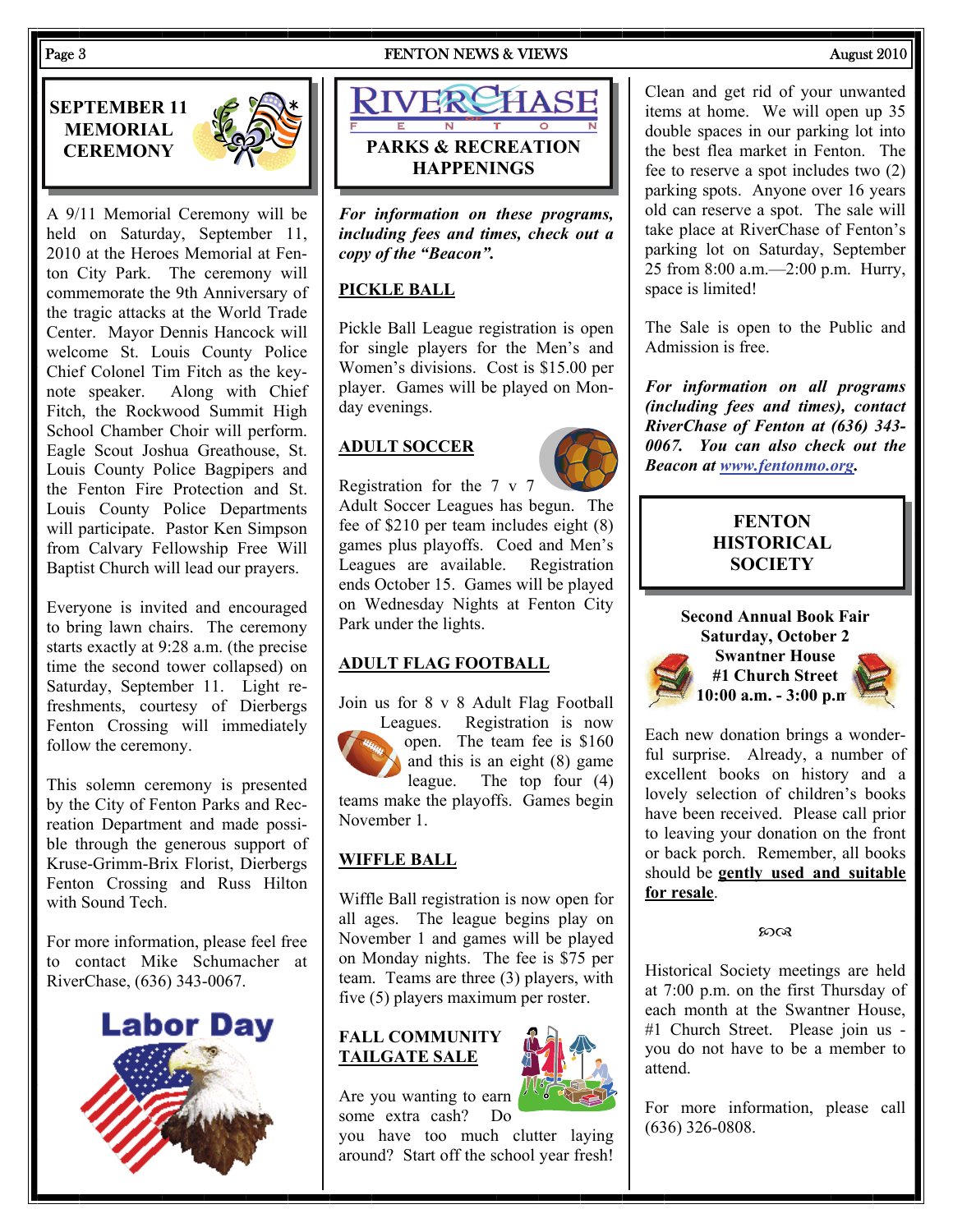## SEPTEMBER 11 MEMORIAL CEREMONY

A 9/11 Memorial Ceremony will be held on Saturday, September 11, 2010 at the Heroes Memorial at Fenton City Park. The ceremony will commemorate the 9th Anniversary of the tragic attacks at the World Trade Center. Mayor Dennis Hancock will welcome St. Louis County Police Chief Colonel Tim Fitch as the keynote speaker. Along with Chief Fitch, the Rockwood Summit High School Chamber Choir will perform. Eagle Scout Joshua Greathouse, St. Louis County Police Bagpipers and the Fenton Fire Protection and St. Louis County Police Departments will participate. Pastor Ken Simpson from Calvary Fellowship Free Will Baptist Church will lead our prayers.

Everyone is invited and encouraged to bring lawn chairs. The ceremony starts exactly at 9:28 a.m. (the precise time the second tower collapsed) on Saturday, September 11. Light refreshments, courtesy of Dierbergs Fenton Crossing will immediately follow the ceremony.

This solemn ceremony is presented by the City of Fenton Parks and Recreation Department and made possible through the generous support of Kruse-Grimm-Brix Florist, Dierbergs Fenton Crossing and Russ Hilton with Sound Tech.

For more information, please feel free to contact Mike Schumacher at RiverChase, (636) 343-0067.

Labor Day

## RIVERCHASE OF FENTON PARKS & RECREATION HAPPENINGS

***For information on these programs, including fees and times, check out a copy of the "Beacon".***

### PICKLE BALL

Pickle Ball League registration is open for single players for the Men's and Women's divisions. Cost is $15.00 per player. Games will be played on Monday evenings.

### ADULT SOCCER

Registration for the 7 v 7 Adult Soccer Leagues has begun. The fee of $210 per team includes eight (8) games plus playoffs. Coed and Men's Leagues are available. Registration ends October 15. Games will be played on Wednesday Nights at Fenton City Park under the lights.

### ADULT FLAG FOOTBALL

Join us for 8 v 8 Adult Flag Football Leagues. Registration is now open. The team fee is $160 and this is an eight (8) game league. The top four (4) teams make the playoffs. Games begin November 1.

### WIFFLE BALL

Wiffle Ball registration is now open for all ages. The league begins play on November 1 and games will be played on Monday nights. The fee is $75 per team. Teams are three (3) players, with five (5) players maximum per roster.

### FALL COMMUNITY TAILGATE SALE

Are you wanting to earn some extra cash? Do you have too much clutter laying around? Start off the school year fresh! Clean and get rid of your unwanted items at home. We will open up 35 double spaces in our parking lot into the best flea market in Fenton. The fee to reserve a spot includes two (2) parking spots. Anyone over 16 years old can reserve a spot. The sale will take place at RiverChase of Fenton's parking lot on Saturday, September 25 from 8:00 a.m.—2:00 p.m. Hurry, space is limited!

The Sale is open to the Public and Admission is free.

***For information on all programs (including fees and times), contact RiverChase of Fenton at (636) 343-0067. You can also check out the Beacon at www.fentonmo.org.***

## FENTON HISTORICAL SOCIETY

**Second Annual Book Fair**
**Saturday, October 2**
**Swantner House**
**#1 Church Street**
**10:00 a.m. - 3:00 p.m.**

Each new donation brings a wonderful surprise. Already, a number of excellent books on history and a lovely selection of children's books have been received. Please call prior to leaving your donation on the front or back porch. Remember, all books should be **gently used and suitable for resale**.

Historical Society meetings are held at 7:00 p.m. on the first Thursday of each month at the Swantner House, #1 Church Street. Please join us - you do not have to be a member to attend.

For more information, please call (636) 326-0808.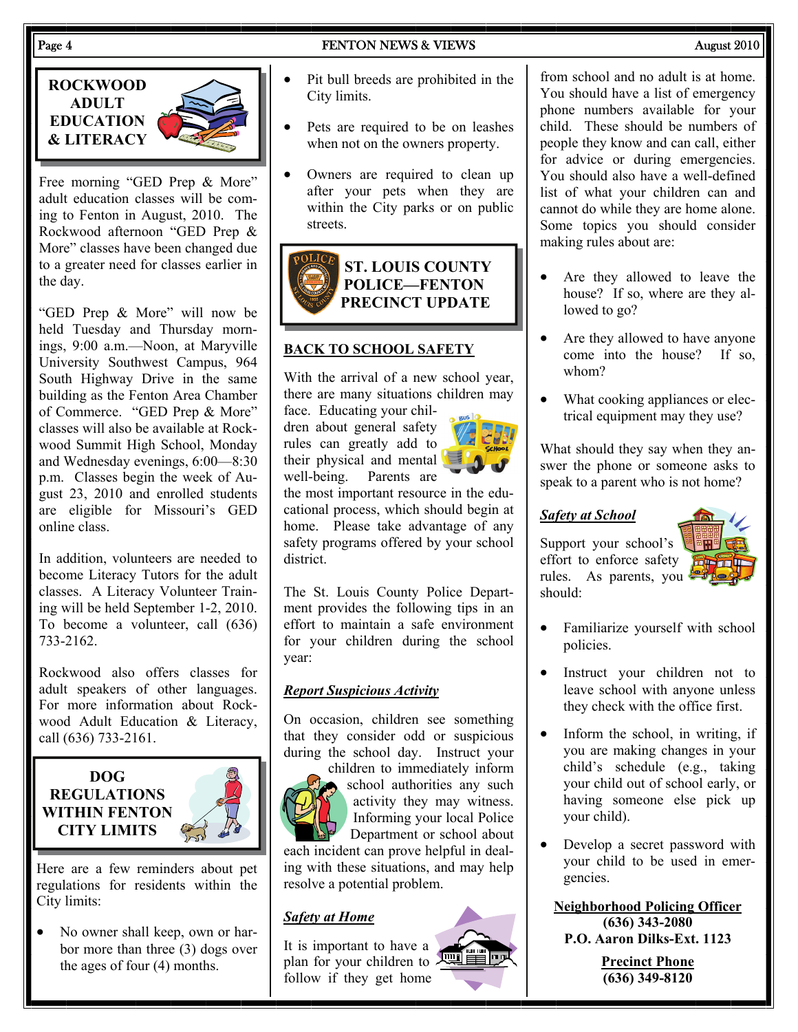## ROCKWOOD ADULT EDUCATION & LITERACY

Free morning "GED Prep & More" adult education classes will be coming to Fenton in August, 2010. The Rockwood afternoon "GED Prep & More" classes have been changed due to a greater need for classes earlier in the day.

"GED Prep & More" will now be held Tuesday and Thursday mornings, 9:00 a.m.—Noon, at Maryville University Southwest Campus, 964 South Highway Drive in the same building as the Fenton Area Chamber of Commerce. "GED Prep & More" classes will also be available at Rockwood Summit High School, Monday and Wednesday evenings, 6:00—8:30 p.m. Classes begin the week of August 23, 2010 and enrolled students are eligible for Missouri's GED online class.

In addition, volunteers are needed to become Literacy Tutors for the adult classes. A Literacy Volunteer Training will be held September 1-2, 2010. To become a volunteer, call (636) 733-2162.

Rockwood also offers classes for adult speakers of other languages. For more information about Rockwood Adult Education & Literacy, call (636) 733-2161.

## DOG REGULATIONS WITHIN FENTON CITY LIMITS

Here are a few reminders about pet regulations for residents within the City limits:

- No owner shall keep, own or harbor more than three (3) dogs over the ages of four (4) months.
- Pit bull breeds are prohibited in the City limits.
- Pets are required to be on leashes when not on the owners property.
- Owners are required to clean up after your pets when they are within the City parks or on public streets.

## ST. LOUIS COUNTY POLICE—FENTON PRECINCT UPDATE

### BACK TO SCHOOL SAFETY

With the arrival of a new school year, there are many situations children may face. Educating your children about general safety rules can greatly add to their physical and mental well-being. Parents are the most important resource in the educational process, which should begin at home. Please take advantage of any safety programs offered by your school district.

The St. Louis County Police Department provides the following tips in an effort to maintain a safe environment for your children during the school year:

***Report Suspicious Activity***

On occasion, children see something that they consider odd or suspicious during the school day. Instruct your children to immediately inform school authorities any such activity they may witness. Informing your local Police Department or school about each incident can prove helpful in dealing with these situations, and may help resolve a potential problem.

***Safety at Home***

It is important to have a plan for your children to follow if they get home from school and no adult is at home. You should have a list of emergency phone numbers available for your child. These should be numbers of people they know and can call, either for advice or during emergencies. You should also have a well-defined list of what your children can and cannot do while they are home alone. Some topics you should consider making rules about are:

- Are they allowed to leave the house? If so, where are they allowed to go?
- Are they allowed to have anyone come into the house? If so, whom?
- What cooking appliances or electrical equipment may they use?

What should they say when they answer the phone or someone asks to speak to a parent who is not home?

***Safety at School***

Support your school's effort to enforce safety rules. As parents, you should:

- Familiarize yourself with school policies.
- Instruct your children not to leave school with anyone unless they check with the office first.
- Inform the school, in writing, if you are making changes in your child's schedule (e.g., taking your child out of school early, or having someone else pick up your child).
- Develop a secret password with your child to be used in emergencies.

**Neighborhood Policing Officer**
**(636) 343-2080**
**P.O. Aaron Dilks-Ext. 1123**

**Precinct Phone**
**(636) 349-8120**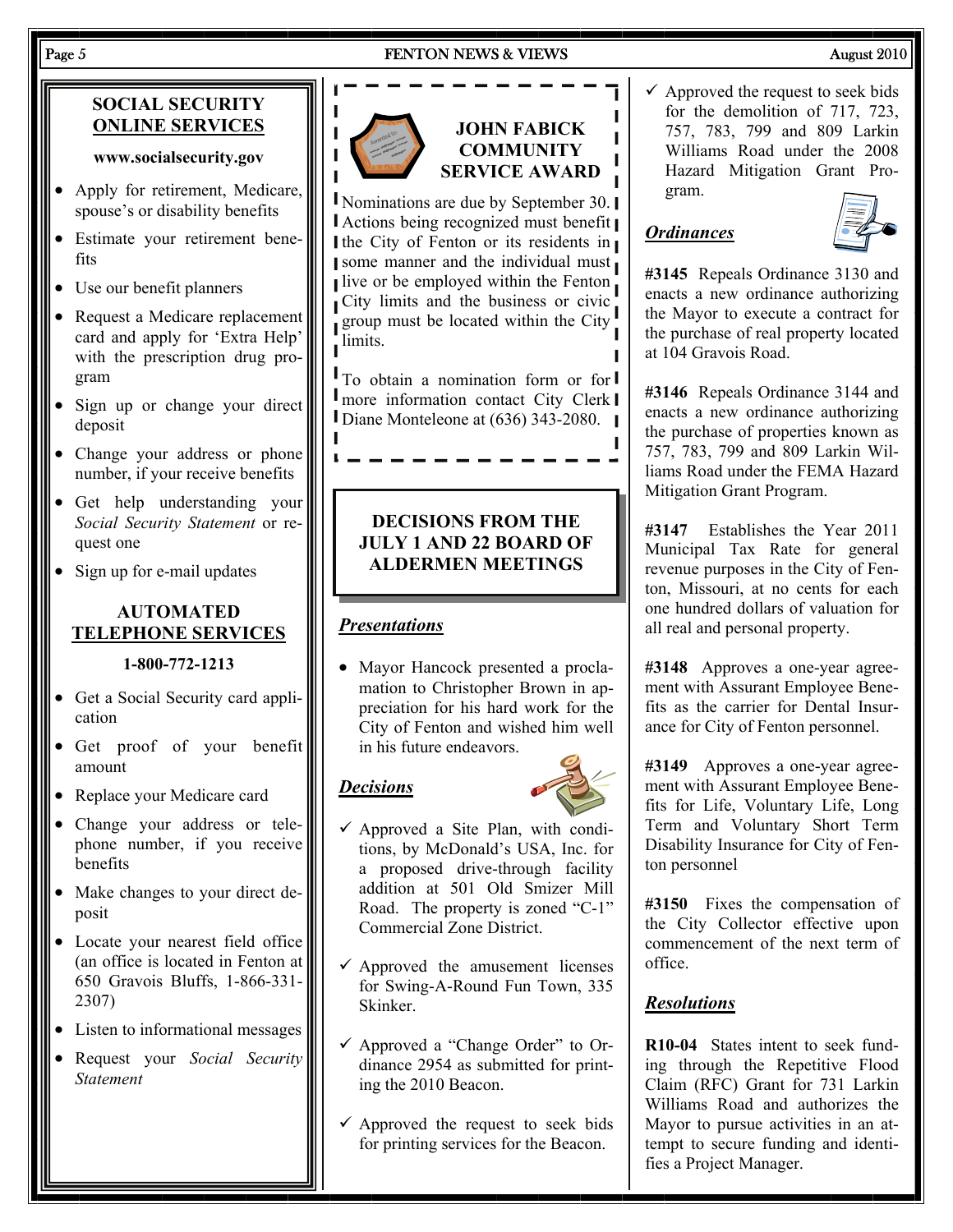## SOCIAL SECURITY ONLINE SERVICES

**www.socialsecurity.gov**

- Apply for retirement, Medicare, spouse's or disability benefits
- Estimate your retirement benefits
- Use our benefit planners
- Request a Medicare replacement card and apply for 'Extra Help' with the prescription drug program
- Sign up or change your direct deposit
- Change your address or phone number, if your receive benefits
- Get help understanding your *Social Security Statement* or request one
- Sign up for e-mail updates

## AUTOMATED TELEPHONE SERVICES

**1-800-772-1213**

- Get a Social Security card application
- Get proof of your benefit amount
- Replace your Medicare card
- Change your address or telephone number, if you receive benefits
- Make changes to your direct deposit
- Locate your nearest field office (an office is located in Fenton at 650 Gravois Bluffs, 1-866-331-2307)
- Listen to informational messages
- Request your *Social Security Statement*

## JOHN FABICK COMMUNITY SERVICE AWARD

Nominations are due by September 30. Actions being recognized must benefit the City of Fenton or its residents in some manner and the individual must live or be employed within the Fenton City limits and the business or civic group must be located within the City limits.

To obtain a nomination form or for more information contact City Clerk Diane Monteleone at (636) 343-2080.

## DECISIONS FROM THE JULY 1 AND 22 BOARD OF ALDERMEN MEETINGS

### *Presentations*

- Mayor Hancock presented a proclamation to Christopher Brown in appreciation for his hard work for the City of Fenton and wished him well in his future endeavors.

### *Decisions*

- ✓ Approved a Site Plan, with conditions, by McDonald's USA, Inc. for a proposed drive-through facility addition at 501 Old Smizer Mill Road. The property is zoned "C-1" Commercial Zone District.
- ✓ Approved the amusement licenses for Swing-A-Round Fun Town, 335 Skinker.
- ✓ Approved a "Change Order" to Ordinance 2954 as submitted for printing the 2010 Beacon.
- ✓ Approved the request to seek bids for printing services for the Beacon.
- ✓ Approved the request to seek bids for the demolition of 717, 723, 757, 783, 799 and 809 Larkin Williams Road under the 2008 Hazard Mitigation Grant Program.

### *Ordinances*

**#3145** Repeals Ordinance 3130 and enacts a new ordinance authorizing the Mayor to execute a contract for the purchase of real property located at 104 Gravois Road.

**#3146** Repeals Ordinance 3144 and enacts a new ordinance authorizing the purchase of properties known as 757, 783, 799 and 809 Larkin Williams Road under the FEMA Hazard Mitigation Grant Program.

**#3147** Establishes the Year 2011 Municipal Tax Rate for general revenue purposes in the City of Fenton, Missouri, at no cents for each one hundred dollars of valuation for all real and personal property.

**#3148** Approves a one-year agreement with Assurant Employee Benefits as the carrier for Dental Insurance for City of Fenton personnel.

**#3149** Approves a one-year agreement with Assurant Employee Benefits for Life, Voluntary Life, Long Term and Voluntary Short Term Disability Insurance for City of Fenton personnel

**#3150** Fixes the compensation of the City Collector effective upon commencement of the next term of office.

### *Resolutions*

**R10-04** States intent to seek funding through the Repetitive Flood Claim (RFC) Grant for 731 Larkin Williams Road and authorizes the Mayor to pursue activities in an attempt to secure funding and identifies a Project Manager.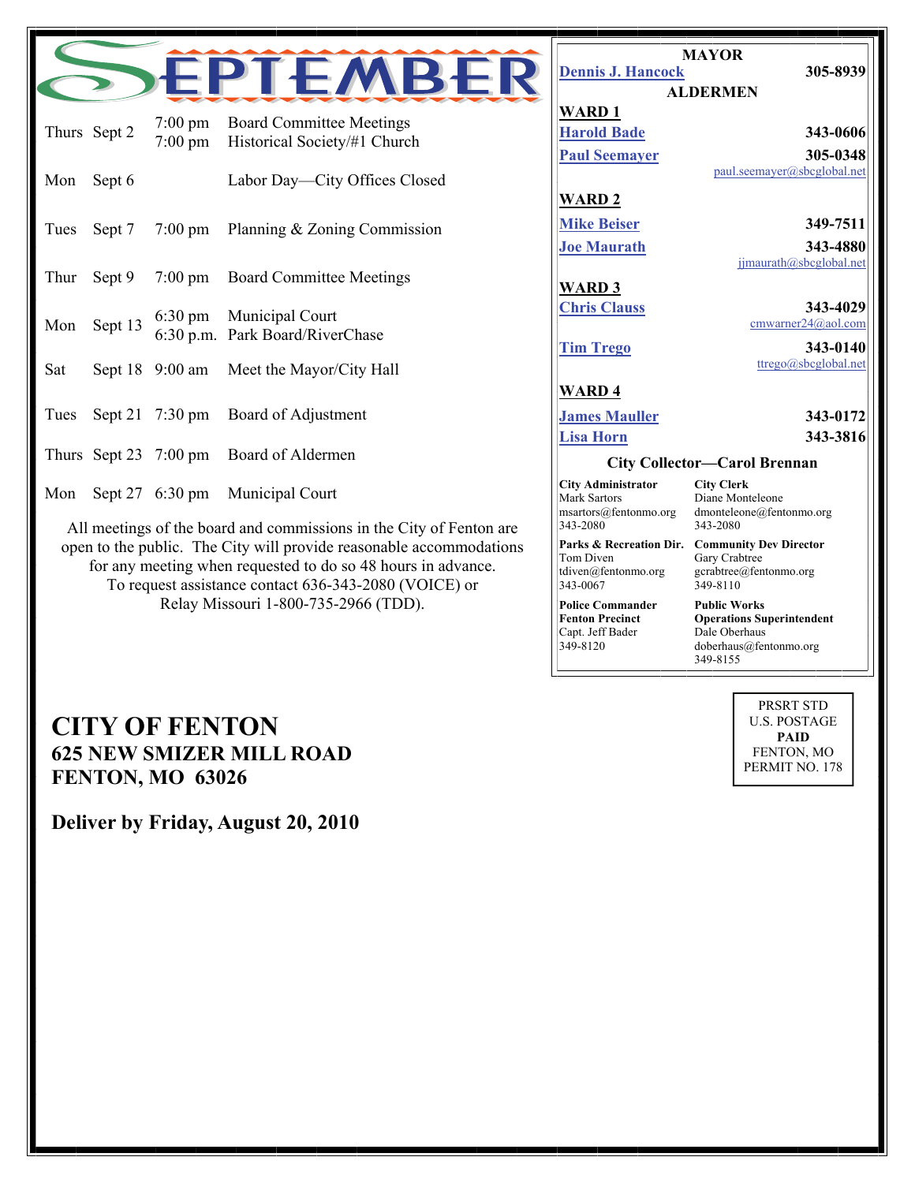# SEPTEMBER

| | | | |
|---|---|---|---|
| Thurs | Sept 2 | 7:00 pm<br>7:00 pm | Board Committee Meetings<br>Historical Society/#1 Church |
| Mon | Sept 6 | | Labor Day—City Offices Closed |
| Tues | Sept 7 | 7:00 pm | Planning & Zoning Commission |
| Thur | Sept 9 | 7:00 pm | Board Committee Meetings |
| Mon | Sept 13 | 6:30 pm<br>6:30 p.m. | Municipal Court<br>Park Board/RiverChase |
| Sat | Sept 18 | 9:00 am | Meet the Mayor/City Hall |
| Tues | Sept 21 | 7:30 pm | Board of Adjustment |
| Thurs | Sept 23 | 7:00 pm | Board of Aldermen |
| Mon | Sept 27 | 6:30 pm | Municipal Court |

All meetings of the board and commissions in the City of Fenton are open to the public. The City will provide reasonable accommodations for any meeting when requested to do so 48 hours in advance. To request assistance contact 636-343-2080 (VOICE) or Relay Missouri 1-800-735-2966 (TDD).

**MAYOR**

**Dennis J. Hancock** 305-8939

**ALDERMEN**

**WARD 1**

**Harold Bade** 343-0606

**Paul Seemayer** 305-0348
paul.seemayer@sbcglobal.net

**WARD 2**

**Mike Beiser** 349-7511

**Joe Maurath** 343-4880
jjmaurath@sbcglobal.net

**WARD 3**

**Chris Clauss** 343-4029
cmwarner24@aol.com

**Tim Trego** 343-0140
ttrego@sbcglobal.net

**WARD 4**

**James Mauller** 343-0172

**Lisa Horn** 343-3816

**City Collector—Carol Brennan**

**City Administrator**
Mark Sartors
msartors@fentonmo.org
343-2080

**City Clerk**
Diane Monteleone
dmonteleone@fentonmo.org
343-2080

**Parks & Recreation Dir.**
Tom Diven
tdiven@fentonmo.org
343-0067

**Community Dev Director**
Gary Crabtree
gcrabtree@fentonmo.org
349-8110

**Police Commander Fenton Precinct**
Capt. Jeff Bader
349-8120

**Public Works Operations Superintendent**
Dale Oberhaus
doberhaus@fentonmo.org
349-8155

# CITY OF FENTON
## 625 NEW SMIZER MILL ROAD
## FENTON, MO 63026

PRSRT STD
U.S. POSTAGE
**PAID**
FENTON, MO
PERMIT NO. 178

**Deliver by Friday, August 20, 2010**